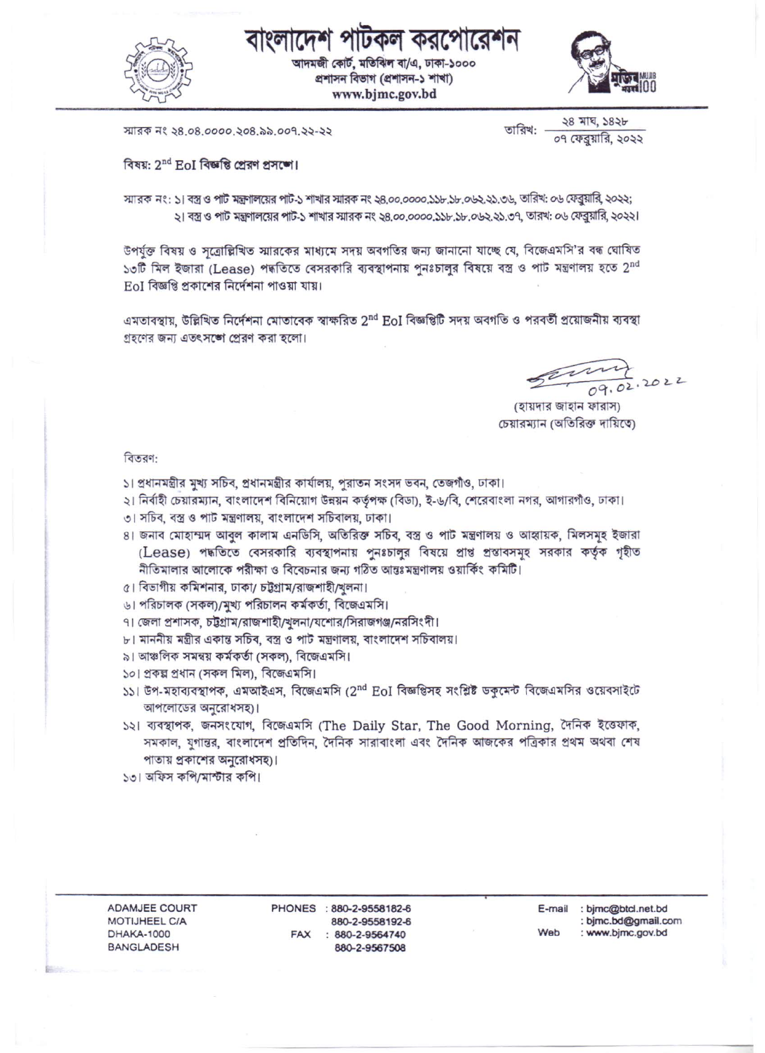# বাংলাদেশ পাটকল করপোরেশন

আদমজী কোর্ট, মতিঝিল বা/এ, ঢাকা-১০০০
প্রশাসন বিভাগ (প্রশাসন-১ শাখা)
www.bjmc.gov.bd

স্মারক নং ২৪.০৪.০০০০.২০৪.৯৯.০০৭.২২-২২

তারিখ: ২৪ মাঘ, ১৪২৮ / ০৭ ফেব্রুয়ারি, ২০২২

**বিষয়: 2nd EoI বিজ্ঞপ্তি প্রেরণ প্রসঙ্গে।**

স্মারক নং: ১। বস্ত্র ও পাট মন্ত্রণালয়ের পাট-১ শাখার স্মারক নং ২৪.০০.০০০০.১১৮.১৮.০৬২.২১.৩৬, তারিখ: ০৬ ফেব্রুয়ারি, ২০২২;
২। বস্ত্র ও পাট মন্ত্রণালয়ের পাট-১ শাখার স্মারক নং ২৪.০০.০০০০.১১৮.১৮.০৬২.২১.৩৭, তারখ: ০৬ ফেব্রুয়ারি, ২০২২।

উপর্যুক্ত বিষয় ও সূত্রোল্লিখিত স্মারকের মাধ্যমে সদয় অবগতির জন্য জানানো যাচ্ছে যে, বিজেএমসি'র বন্ধ ঘোষিত ১৩টি মিল ইজারা (Lease) পদ্ধতিতে বেসরকারি ব্যবস্থাপনায় পুনঃচালুর বিষয়ে বস্ত্র ও পাট মন্ত্রণালয় হতে 2nd EoI বিজ্ঞপ্তি প্রকাশের নির্দেশনা পাওয়া যায়।

এমতাবস্থায়, উল্লিখিত নির্দেশনা মোতাবেক স্বাক্ষরিত 2nd EoI বিজ্ঞপ্তিটি সদয় অবগতি ও পরবর্তী প্রয়োজনীয় ব্যবস্থা গ্রহণের জন্য এতৎসঙ্গে প্রেরণ করা হলো।

07.02.2022
(হায়দার জাহান ফারাস)
চেয়ারম্যান (অতিরিক্ত দায়িত্বে)

বিতরণ:

১। প্রধানমন্ত্রীর মুখ্য সচিব, প্রধানমন্ত্রীর কার্যালয়, পুরাতন সংসদ ভবন, তেজগাঁও, ঢাকা।
২। নির্বাহী চেয়ারম্যান, বাংলাদেশ বিনিয়োগ উন্নয়ন কর্তৃপক্ষ (বিডা), ই-৬/বি, শেরেবাংলা নগর, আগারগাঁও, ঢাকা।
৩। সচিব, বস্ত্র ও পাট মন্ত্রণালয়, বাংলাদেশ সচিবালয়, ঢাকা।
৪। জনাব মোহাম্মদ আবুল কালাম এনডিসি, অতিরিক্ত সচিব, বস্ত্র ও পাট মন্ত্রণালয় ও আহ্বায়ক, মিলসমূহ ইজারা (Lease) পদ্ধতিতে বেসরকারি ব্যবস্থাপনায় পুনঃচালুর বিষয়ে প্রাপ্ত প্রস্তাবসমূহ সরকার কর্তৃক গৃহীত নীতিমালার আলোকে পরীক্ষা ও বিবেচনার জন্য গঠিত আন্তঃমন্ত্রণালয় ওয়ার্কিং কমিটি।
৫। বিভাগীয় কমিশনার, ঢাকা/ চট্টগ্রাম/রাজশাহী/খুলনা।
৬। পরিচালক (সকল)/মুখ্য পরিচালন কর্মকর্তা, বিজেএমসি।
৭। জেলা প্রশাসক, চট্টগ্রাম/রাজশাহী/খুলনা/যশোর/সিরাজগঞ্জ/নরসিংদী।
৮। মাননীয় মন্ত্রীর একান্ত সচিব, বস্ত্র ও পাট মন্ত্রণালয়, বাংলাদেশ সচিবালয়।
৯। আঞ্চলিক সমন্বয় কর্মকর্তা (সকল), বিজেএমসি।
১০। প্রকল্প প্রধান (সকল মিল), বিজেএমসি।
১১। উপ-মহাব্যবস্থাপক, এমআইএস, বিজেএমসি (2nd EoI বিজ্ঞপ্তিসহ সংশ্লিষ্ট ডকুমেন্ট বিজেএমসির ওয়েবসাইটে আপলোডের অনুরোধসহ)।
১২। ব্যবস্থাপক, জনসংযোগ, বিজেএমসি (The Daily Star, The Good Morning, দৈনিক ইত্তেফাক, সমকাল, যুগান্তর, বাংলাদেশ প্রতিদিন, দৈনিক সারাবাংলা এবং দৈনিক আজকের পত্রিকার প্রথম অথবা শেষ পাতায় প্রকাশের অনুরোধসহ)।
১৩। অফিস কপি/মাস্টার কপি।

ADAMJEE COURT
MOTIJHEEL C/A
DHAKA-1000
BANGLADESH

PHONES : 880-2-9558182-6
880-2-9558192-6
FAX : 880-2-9564740
880-2-9567508

E-mail : bjmc@btcl.net.bd
: bjmc.bd@gmail.com
Web : www.bjmc.gov.bd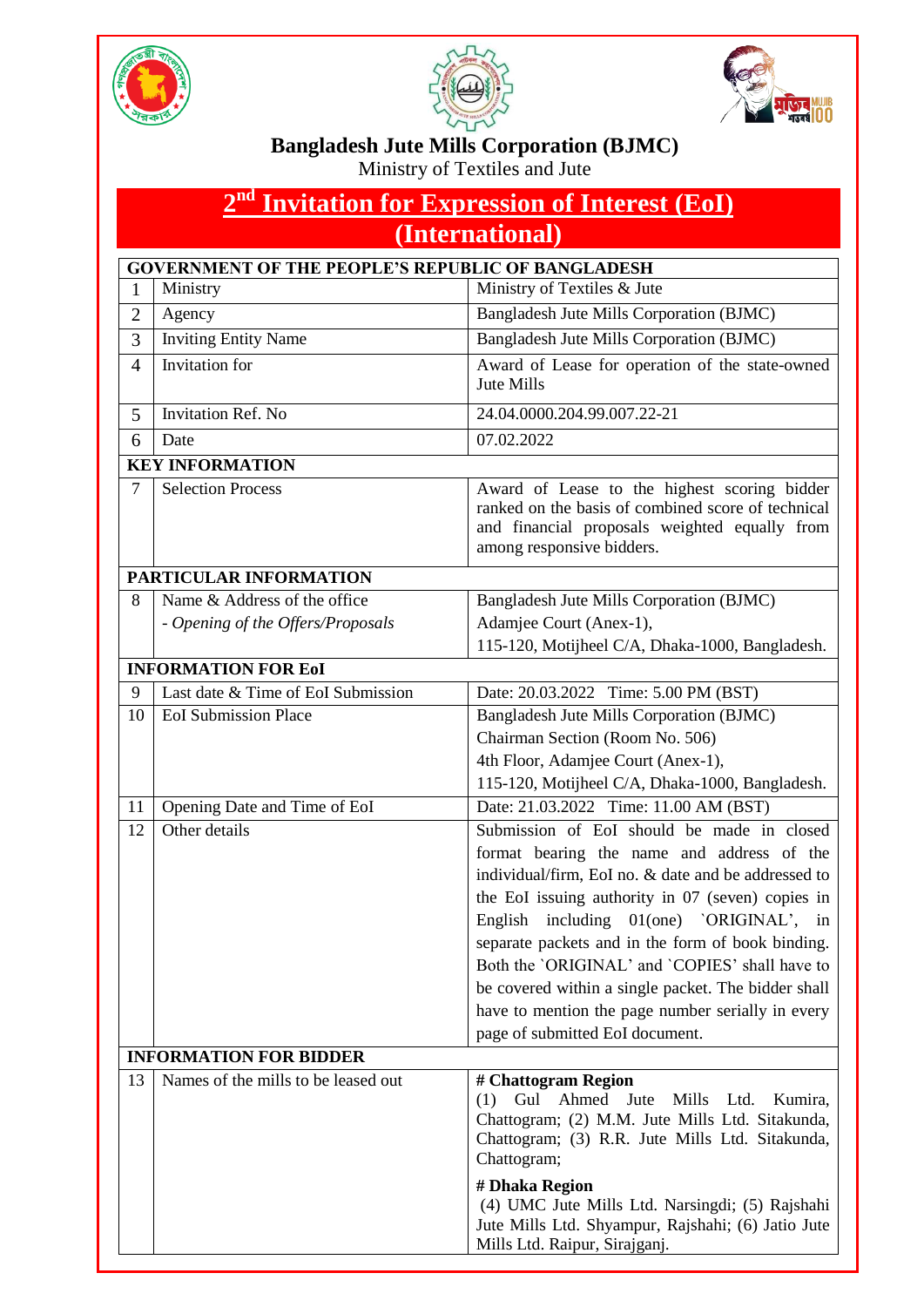**Bangladesh Jute Mills Corporation (BJMC)**

Ministry of Textiles and Jute

# 2nd Invitation for Expression of Interest (EoI)

# (International)

| GOVERNMENT OF THE PEOPLE'S REPUBLIC OF BANGLADESH | | |
|---|---|---|
| 1 | Ministry | Ministry of Textiles & Jute |
| 2 | Agency | Bangladesh Jute Mills Corporation (BJMC) |
| 3 | Inviting Entity Name | Bangladesh Jute Mills Corporation (BJMC) |
| 4 | Invitation for | Award of Lease for operation of the state-owned Jute Mills |
| 5 | Invitation Ref. No | 24.04.0000.204.99.007.22-21 |
| 6 | Date | 07.02.2022 |
| **KEY INFORMATION** | | |
| 7 | Selection Process | Award of Lease to the highest scoring bidder ranked on the basis of combined score of technical and financial proposals weighted equally from among responsive bidders. |
| **PARTICULAR INFORMATION** | | |
| 8 | Name & Address of the office<br>*- Opening of the Offers/Proposals* | Bangladesh Jute Mills Corporation (BJMC)<br>Adamjee Court (Anex-1),<br>115-120, Motijheel C/A, Dhaka-1000, Bangladesh. |
| **INFORMATION FOR EoI** | | |
| 9 | Last date & Time of EoI Submission | Date: 20.03.2022 Time: 5.00 PM (BST) |
| 10 | EoI Submission Place | Bangladesh Jute Mills Corporation (BJMC)<br>Chairman Section (Room No. 506)<br>4th Floor, Adamjee Court (Anex-1),<br>115-120, Motijheel C/A, Dhaka-1000, Bangladesh. |
| 11 | Opening Date and Time of EoI | Date: 21.03.2022 Time: 11.00 AM (BST) |
| 12 | Other details | Submission of EoI should be made in closed format bearing the name and address of the individual/firm, EoI no. & date and be addressed to the EoI issuing authority in 07 (seven) copies in English including 01(one) `ORIGINAL', in separate packets and in the form of book binding. Both the `ORIGINAL' and `COPIES' shall have to be covered within a single packet. The bidder shall have to mention the page number serially in every page of submitted EoI document. |
| **INFORMATION FOR BIDDER** | | |
| 13 | Names of the mills to be leased out | **# Chattogram Region**<br>(1) Gul Ahmed Jute Mills Ltd. Kumira, Chattogram; (2) M.M. Jute Mills Ltd. Sitakunda, Chattogram; (3) R.R. Jute Mills Ltd. Sitakunda, Chattogram;<br>**# Dhaka Region**<br>(4) UMC Jute Mills Ltd. Narsingdi; (5) Rajshahi Jute Mills Ltd. Shyampur, Rajshahi; (6) Jatio Jute Mills Ltd. Raipur, Sirajganj. |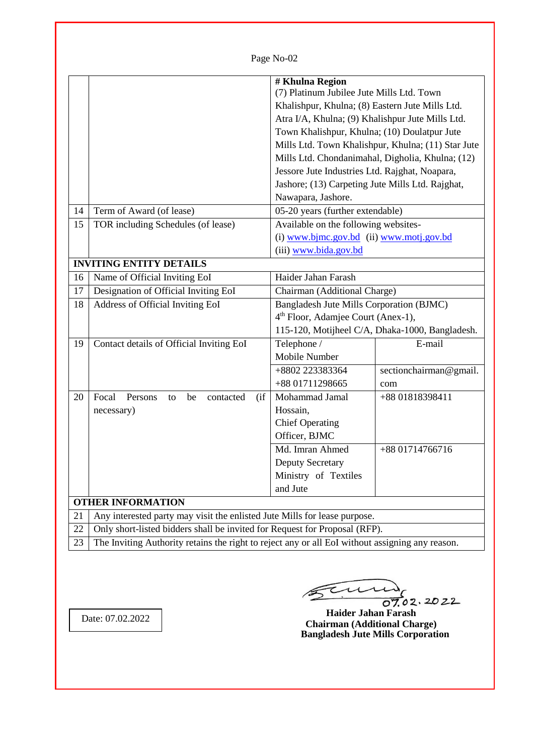| | | | |
|---|---|---|---|
| | | **# Khulna Region**<br>(7) Platinum Jubilee Jute Mills Ltd. Town Khalishpur, Khulna; (8) Eastern Jute Mills Ltd. Atra I/A, Khulna; (9) Khalishpur Jute Mills Ltd. Town Khalishpur, Khulna; (10) Doulatpur Jute Mills Ltd. Town Khalishpur, Khulna; (11) Star Jute Mills Ltd. Chondanimahal, Digholia, Khulna; (12) Jessore Jute Industries Ltd. Rajghat, Noapara, Jashore; (13) Carpeting Jute Mills Ltd. Rajghat, Nawapara, Jashore. | |
| 14 | Term of Award (of lease) | 05-20 years (further extendable) | |
| 15 | TOR including Schedules (of lease) | Available on the following websites-<br>(i) www.bjmc.gov.bd (ii) www.motj.gov.bd<br>(iii) www.bida.gov.bd | |
| **INVITING ENTITY DETAILS** | | | |
| 16 | Name of Official Inviting EoI | Haider Jahan Farash | |
| 17 | Designation of Official Inviting EoI | Chairman (Additional Charge) | |
| 18 | Address of Official Inviting EoI | Bangladesh Jute Mills Corporation (BJMC)<br>4th Floor, Adamjee Court (Anex-1),<br>115-120, Motijheel C/A, Dhaka-1000, Bangladesh. | |
| 19 | Contact details of Official Inviting EoI | Telephone / Mobile Number | E-mail |
| | | +8802 223383364<br>+88 01711298665 | sectionchairman@gmail.com |
| 20 | Focal Persons to be contacted (if necessary) | Mohammad Jamal Hossain,<br>Chief Operating Officer, BJMC | +88 01818398411 |
| | | Md. Imran Ahmed<br>Deputy Secretary<br>Ministry of Textiles and Jute | +88 01714766716 |
| **OTHER INFORMATION** | | | |
| 21 | Any interested party may visit the enlisted Jute Mills for lease purpose. | | |
| 22 | Only short-listed bidders shall be invited for Request for Proposal (RFP). | | |
| 23 | The Inviting Authority retains the right to reject any or all EoI without assigning any reason. | | |

07.02.2022

Date: 07.02.2022

**Haider Jahan Farash**
**Chairman (Additional Charge)**
**Bangladesh Jute Mills Corporation**